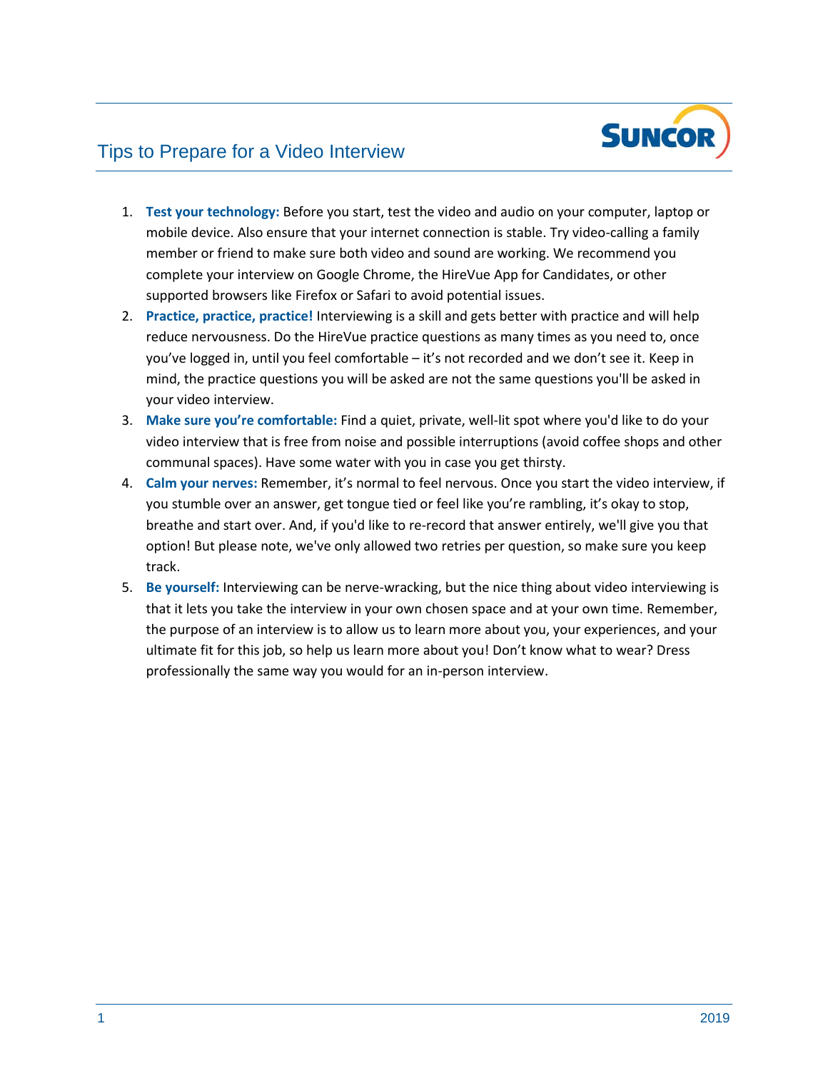# Tips to Prepare for a Video Interview

1. **Test your technology:** Before you start, test the video and audio on your computer, laptop or mobile device. Also ensure that your internet connection is stable. Try video-calling a family member or friend to make sure both video and sound are working. We recommend you complete your interview on Google Chrome, the HireVue App for Candidates, or other supported browsers like Firefox or Safari to avoid potential issues.
2. **Practice, practice, practice!** Interviewing is a skill and gets better with practice and will help reduce nervousness. Do the HireVue practice questions as many times as you need to, once you've logged in, until you feel comfortable – it's not recorded and we don't see it. Keep in mind, the practice questions you will be asked are not the same questions you'll be asked in your video interview.
3. **Make sure you're comfortable:** Find a quiet, private, well-lit spot where you'd like to do your video interview that is free from noise and possible interruptions (avoid coffee shops and other communal spaces). Have some water with you in case you get thirsty.
4. **Calm your nerves:** Remember, it's normal to feel nervous. Once you start the video interview, if you stumble over an answer, get tongue tied or feel like you're rambling, it's okay to stop, breathe and start over. And, if you'd like to re-record that answer entirely, we'll give you that option! But please note, we've only allowed two retries per question, so make sure you keep track.
5. **Be yourself:** Interviewing can be nerve-wracking, but the nice thing about video interviewing is that it lets you take the interview in your own chosen space and at your own time. Remember, the purpose of an interview is to allow us to learn more about you, your experiences, and your ultimate fit for this job, so help us learn more about you! Don't know what to wear? Dress professionally the same way you would for an in-person interview.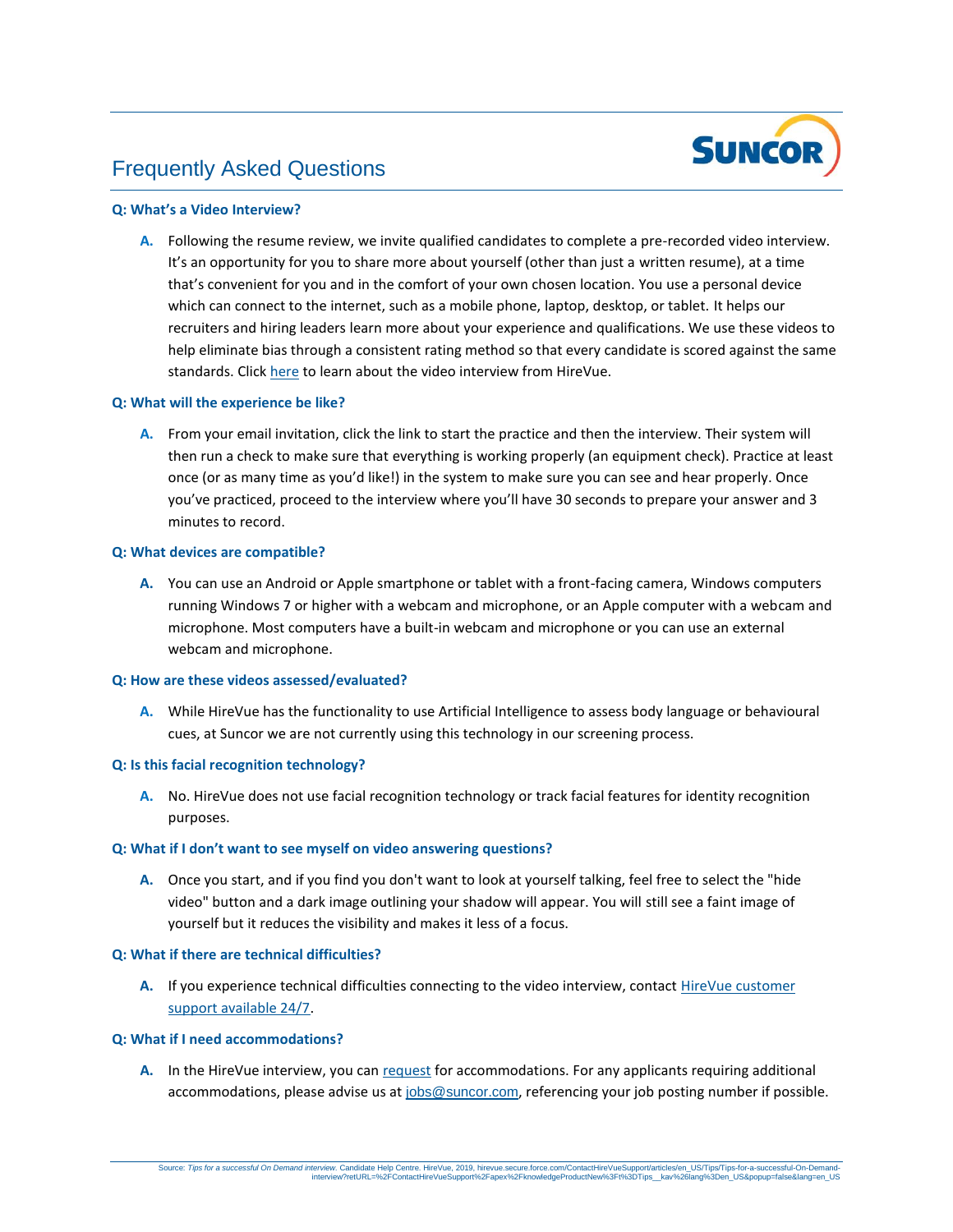# Frequently Asked Questions

**Q: What's a Video Interview?**

**A.** Following the resume review, we invite qualified candidates to complete a pre-recorded video interview. It's an opportunity for you to share more about yourself (other than just a written resume), at a time that's convenient for you and in the comfort of your own chosen location. You use a personal device which can connect to the internet, such as a mobile phone, laptop, desktop, or tablet. It helps our recruiters and hiring leaders learn more about your experience and qualifications. We use these videos to help eliminate bias through a consistent rating method so that every candidate is scored against the same standards. Click here to learn about the video interview from HireVue.

**Q: What will the experience be like?**

**A.** From your email invitation, click the link to start the practice and then the interview. Their system will then run a check to make sure that everything is working properly (an equipment check). Practice at least once (or as many time as you'd like!) in the system to make sure you can see and hear properly. Once you've practiced, proceed to the interview where you'll have 30 seconds to prepare your answer and 3 minutes to record.

**Q: What devices are compatible?**

**A.** You can use an Android or Apple smartphone or tablet with a front-facing camera, Windows computers running Windows 7 or higher with a webcam and microphone, or an Apple computer with a webcam and microphone. Most computers have a built-in webcam and microphone or you can use an external webcam and microphone.

**Q: How are these videos assessed/evaluated?**

**A.** While HireVue has the functionality to use Artificial Intelligence to assess body language or behavioural cues, at Suncor we are not currently using this technology in our screening process.

**Q: Is this facial recognition technology?**

**A.** No. HireVue does not use facial recognition technology or track facial features for identity recognition purposes.

**Q: What if I don't want to see myself on video answering questions?**

**A.** Once you start, and if you find you don't want to look at yourself talking, feel free to select the "hide video" button and a dark image outlining your shadow will appear. You will still see a faint image of yourself but it reduces the visibility and makes it less of a focus.

**Q: What if there are technical difficulties?**

**A.** If you experience technical difficulties connecting to the video interview, contact HireVue customer support available 24/7.

**Q: What if I need accommodations?**

**A.** In the HireVue interview, you can request for accommodations. For any applicants requiring additional accommodations, please advise us at jobs@suncor.com, referencing your job posting number if possible.

Source: *Tips for a successful On Demand interview.* Candidate Help Centre. HireVue, 2019, hirevue.secure.force.com/ContactHireVueSupport/articles/en_US/Tips/Tips-for-a-successful-On-Demand-interview?retURL=%2FContactHireVueSupport%2Fapex%2FknowledgeProductNew%3Ft%3DTips__kav%26lang%3Den_US&popup=false&lang=en_US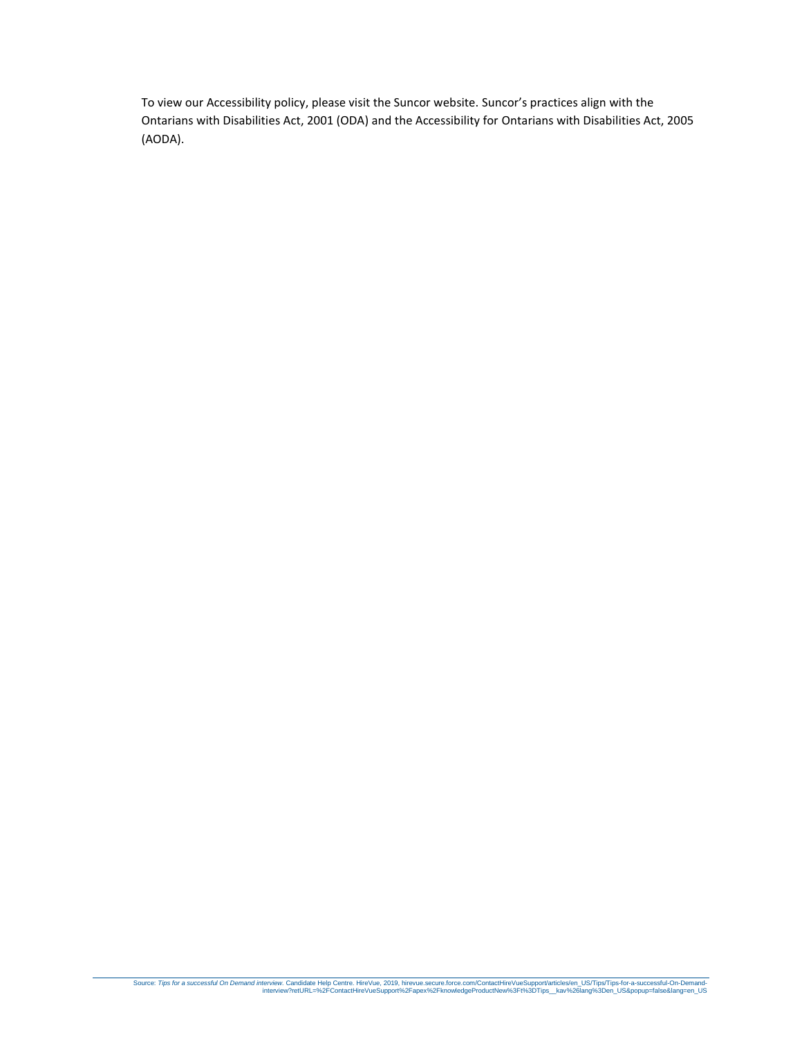To view our Accessibility policy, please visit the Suncor website. Suncor's practices align with the Ontarians with Disabilities Act, 2001 (ODA) and the Accessibility for Ontarians with Disabilities Act, 2005 (AODA).

Source: *Tips for a successful On Demand interview*. Candidate Help Centre. HireVue, 2019, hirevue.secure.force.com/ContactHireVueSupport/articles/en_US/Tips/Tips-for-a-successful-On-Demand-interview?retURL=%2FContactHireVueSupport%2Fapex%2FknowledgeProductNew%3Ft%3DTips__kav%26lang%3Den_US&popup=false&lang=en_US